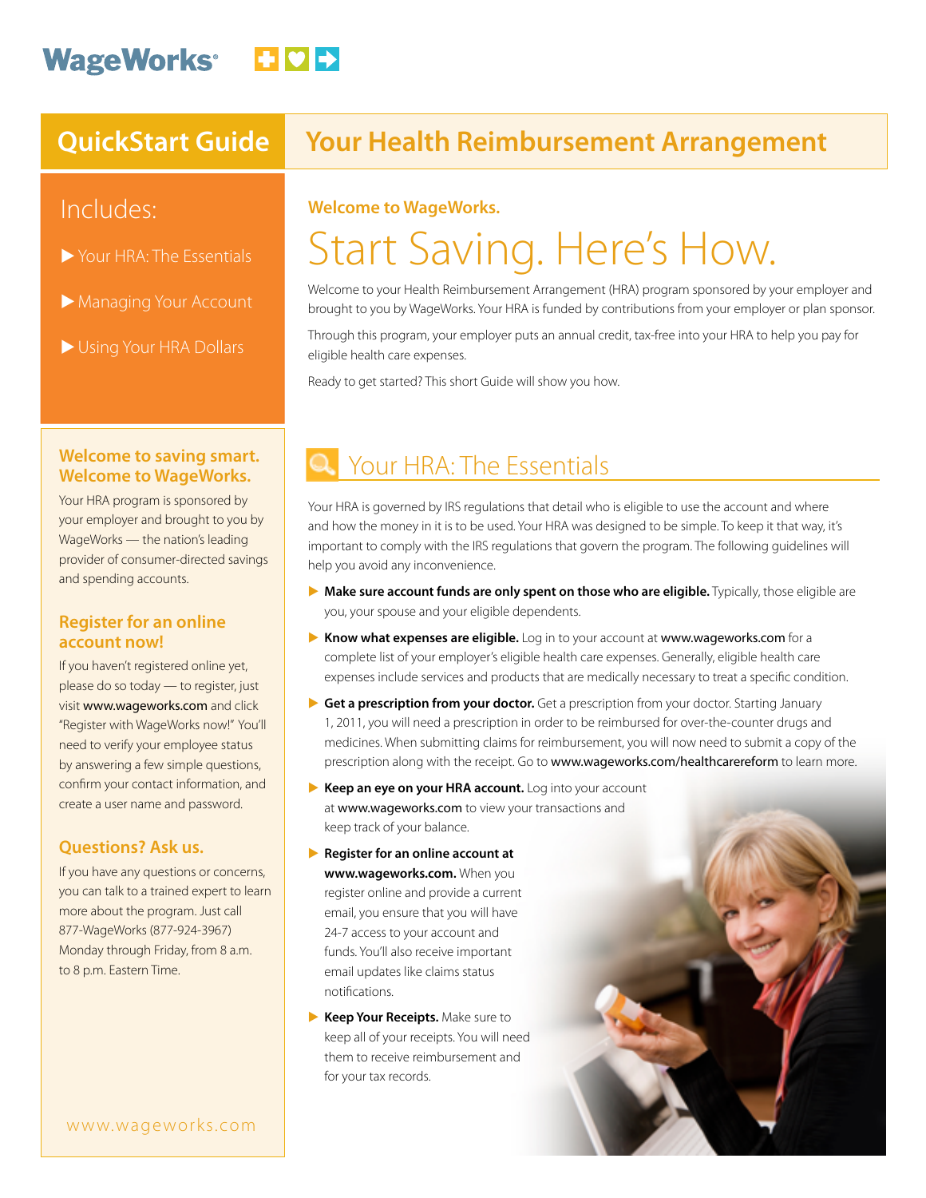WageWorks

# QuickStart Guide — Your Health Reimbursement Arrangement

## Includes:

- Your HRA: The Essentials
- Managing Your Account
- Using Your HRA Dollars

**Welcome to WageWorks.**

# Start Saving. Here's How.

Welcome to your Health Reimbursement Arrangement (HRA) program sponsored by your employer and brought to you by WageWorks. Your HRA is funded by contributions from your employer or plan sponsor.

Through this program, your employer puts an annual credit, tax-free into your HRA to help you pay for eligible health care expenses.

Ready to get started? This short Guide will show you how.

## Your HRA: The Essentials

Your HRA is governed by IRS regulations that detail who is eligible to use the account and where and how the money in it is to be used. Your HRA was designed to be simple. To keep it that way, it's important to comply with the IRS regulations that govern the program. The following guidelines will help you avoid any inconvenience.

- **Make sure account funds are only spent on those who are eligible.** Typically, those eligible are you, your spouse and your eligible dependents.
- **Know what expenses are eligible.** Log in to your account at www.wageworks.com for a complete list of your employer's eligible health care expenses. Generally, eligible health care expenses include services and products that are medically necessary to treat a specific condition.
- **Get a prescription from your doctor.** Get a prescription from your doctor. Starting January 1, 2011, you will need a prescription in order to be reimbursed for over-the-counter drugs and medicines. When submitting claims for reimbursement, you will now need to submit a copy of the prescription along with the receipt. Go to www.wageworks.com/healthcarereform to learn more.
- **Keep an eye on your HRA account.** Log into your account at www.wageworks.com to view your transactions and keep track of your balance.
- **Register for an online account at www.wageworks.com.** When you register online and provide a current email, you ensure that you will have 24-7 access to your account and funds. You'll also receive important email updates like claims status notifications.
- **Keep Your Receipts.** Make sure to keep all of your receipts. You will need them to receive reimbursement and for your tax records.

### Welcome to saving smart. Welcome to WageWorks.

Your HRA program is sponsored by your employer and brought to you by WageWorks — the nation's leading provider of consumer-directed savings and spending accounts.

### Register for an online account now!

If you haven't registered online yet, please do so today — to register, just visit www.wageworks.com and click "Register with WageWorks now!" You'll need to verify your employee status by answering a few simple questions, confirm your contact information, and create a user name and password.

### Questions? Ask us.

If you have any questions or concerns, you can talk to a trained expert to learn more about the program. Just call 877-WageWorks (877-924-3967) Monday through Friday, from 8 a.m. to 8 p.m. Eastern Time.

www.wageworks.com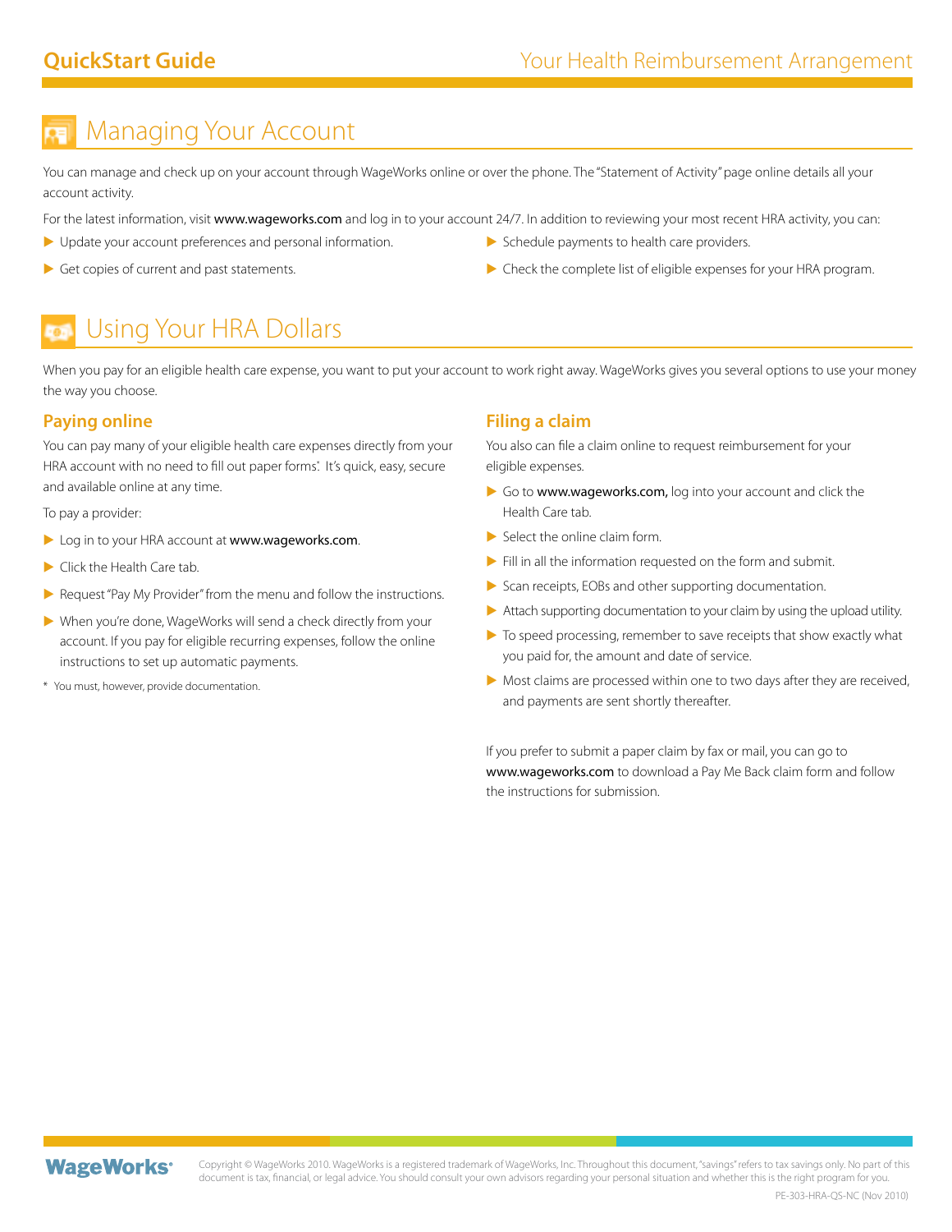## Managing Your Account

You can manage and check up on your account through WageWorks online or over the phone. The "Statement of Activity" page online details all your account activity.

For the latest information, visit www.wageworks.com and log in to your account 24/7. In addition to reviewing your most recent HRA activity, you can:

- Update your account preferences and personal information.
- Get copies of current and past statements.
- Schedule payments to health care providers.
- Check the complete list of eligible expenses for your HRA program.

## Using Your HRA Dollars

When you pay for an eligible health care expense, you want to put your account to work right away. WageWorks gives you several options to use your money the way you choose.

### Paying online

You can pay many of your eligible health care expenses directly from your HRA account with no need to fill out paper forms*. It's quick, easy, secure and available online at any time.

To pay a provider:

- Log in to your HRA account at www.wageworks.com.
- Click the Health Care tab.
- Request "Pay My Provider" from the menu and follow the instructions.
- When you're done, WageWorks will send a check directly from your account. If you pay for eligible recurring expenses, follow the online instructions to set up automatic payments.

\* You must, however, provide documentation.

### Filing a claim

You also can file a claim online to request reimbursement for your eligible expenses.

- Go to www.wageworks.com, log into your account and click the Health Care tab.
- Select the online claim form.
- Fill in all the information requested on the form and submit.
- Scan receipts, EOBs and other supporting documentation.
- Attach supporting documentation to your claim by using the upload utility.
- To speed processing, remember to save receipts that show exactly what you paid for, the amount and date of service.
- Most claims are processed within one to two days after they are received, and payments are sent shortly thereafter.

If you prefer to submit a paper claim by fax or mail, you can go to www.wageworks.com to download a Pay Me Back claim form and follow the instructions for submission.

WageWorks

Copyright © WageWorks 2010. WageWorks is a registered trademark of WageWorks, Inc. Throughout this document, "savings" refers to tax savings only. No part of this document is tax, financial, or legal advice. You should consult your own advisors regarding your personal situation and whether this is the right program for you.

PE-303-HRA-QS-NC (Nov 2010)